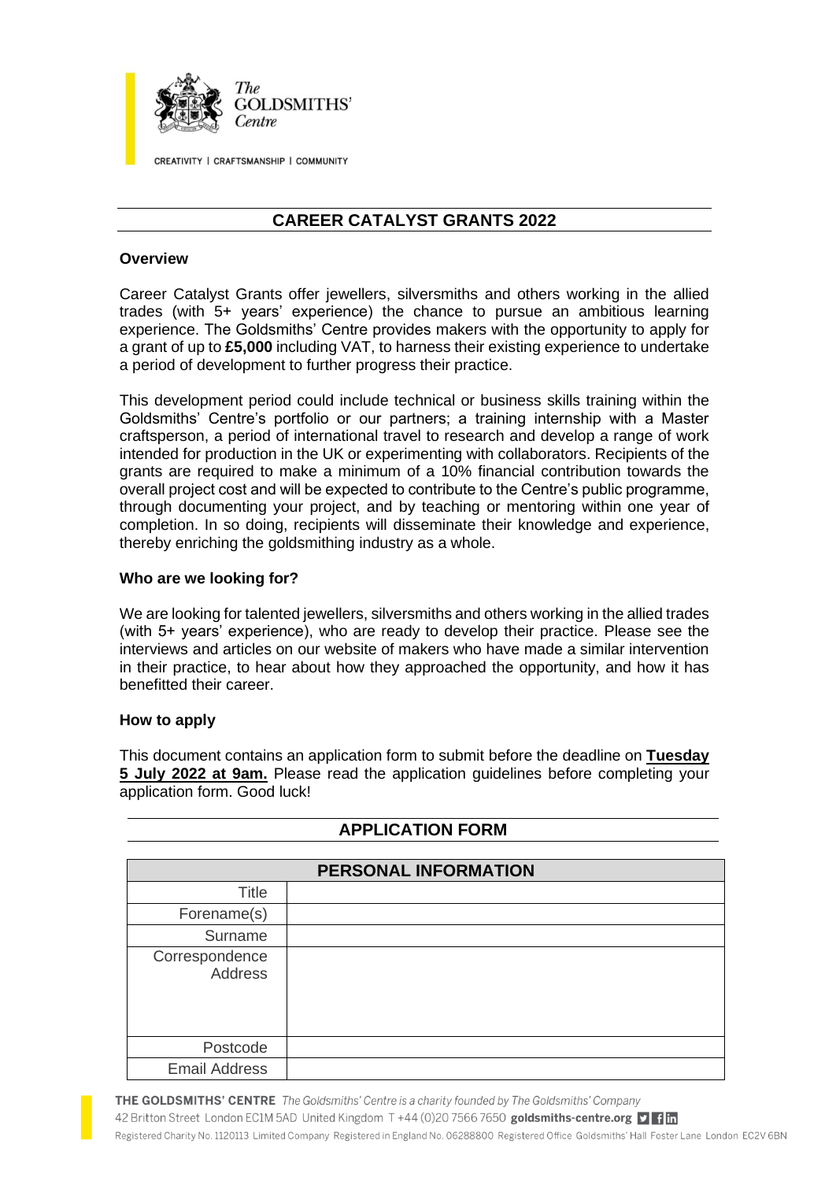The GOLDSMITHS' Centre

CREATIVITY | CRAFTSMANSHIP | COMMUNITY

# CAREER CATALYST GRANTS 2022

## Overview

Career Catalyst Grants offer jewellers, silversmiths and others working in the allied trades (with 5+ years' experience) the chance to pursue an ambitious learning experience. The Goldsmiths' Centre provides makers with the opportunity to apply for a grant of up to **£5,000** including VAT, to harness their existing experience to undertake a period of development to further progress their practice.

This development period could include technical or business skills training within the Goldsmiths' Centre's portfolio or our partners; a training internship with a Master craftsperson, a period of international travel to research and develop a range of work intended for production in the UK or experimenting with collaborators. Recipients of the grants are required to make a minimum of a 10% financial contribution towards the overall project cost and will be expected to contribute to the Centre's public programme, through documenting your project, and by teaching or mentoring within one year of completion. In so doing, recipients will disseminate their knowledge and experience, thereby enriching the goldsmithing industry as a whole.

## Who are we looking for?

We are looking for talented jewellers, silversmiths and others working in the allied trades (with 5+ years' experience), who are ready to develop their practice. Please see the interviews and articles on our website of makers who have made a similar intervention in their practice, to hear about how they approached the opportunity, and how it has benefitted their career.

## How to apply

This document contains an application form to submit before the deadline on **Tuesday 5 July 2022 at 9am.** Please read the application guidelines before completing your application form. Good luck!

# APPLICATION FORM

| PERSONAL INFORMATION | |
|---|---|
| Title | |
| Forename(s) | |
| Surname | |
| Correspondence Address | |
| Postcode | |
| Email Address | |

**THE GOLDSMITHS' CENTRE** *The Goldsmiths' Centre is a charity founded by The Goldsmiths' Company*
42 Britton Street London EC1M 5AD United Kingdom T +44 (0)20 7566 7650 **goldsmiths-centre.org**
Registered Charity No. 1120113 Limited Company Registered in England No. 06288800 Registered Office Goldsmiths' Hall Foster Lane London EC2V 6BN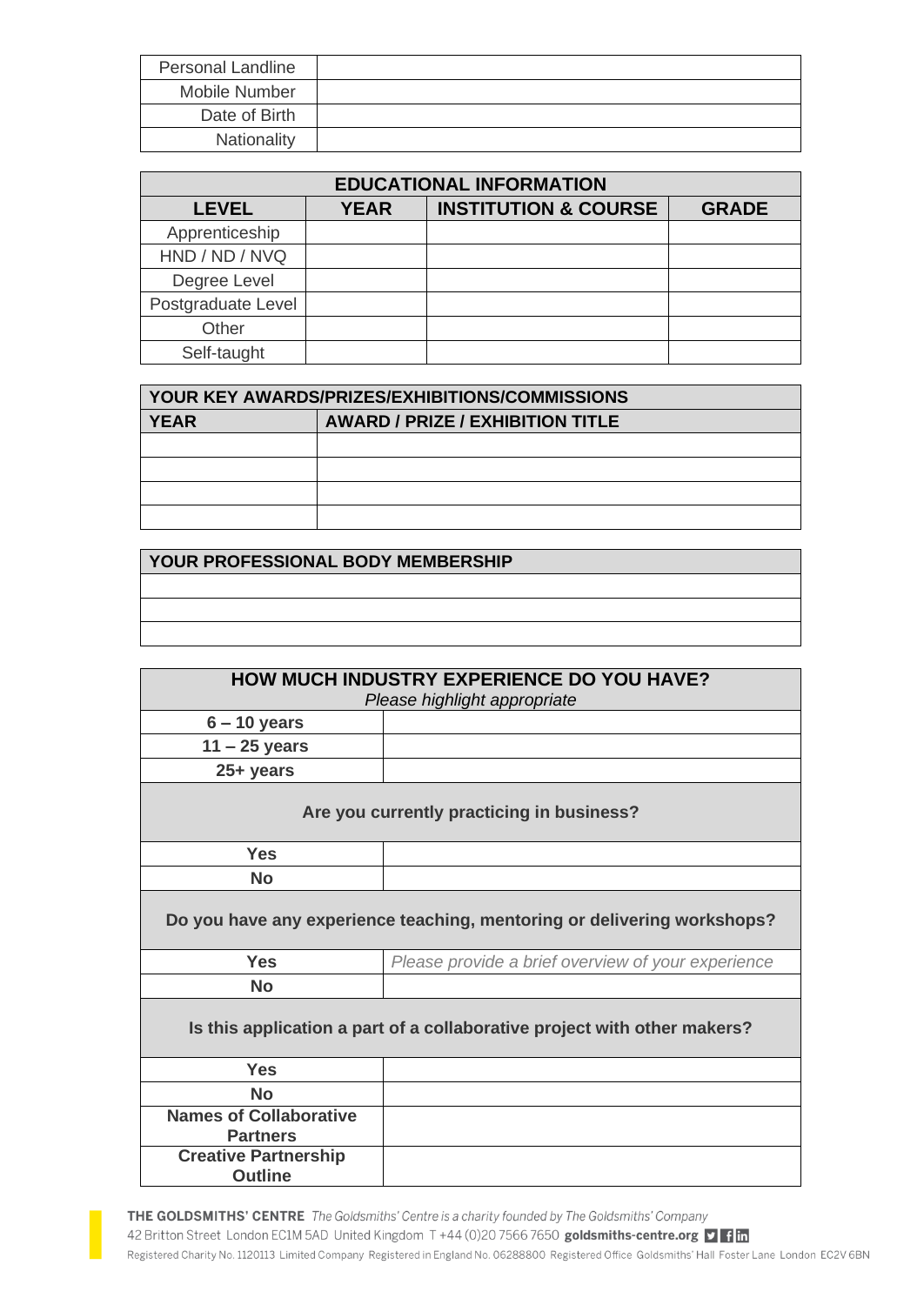| Personal Landline | |
|---|---|
| Mobile Number | |
| Date of Birth | |
| Nationality | |

| **EDUCATIONAL INFORMATION** | | | |
|---|---|---|---|
| **LEVEL** | **YEAR** | **INSTITUTION & COURSE** | **GRADE** |
| Apprenticeship | | | |
| HND / ND / NVQ | | | |
| Degree Level | | | |
| Postgraduate Level | | | |
| Other | | | |
| Self-taught | | | |

| **YOUR KEY AWARDS/PRIZES/EXHIBITIONS/COMMISSIONS** | |
|---|---|
| **YEAR** | **AWARD / PRIZE / EXHIBITION TITLE** |
| | |
| | |
| | |
| | |

| **YOUR PROFESSIONAL BODY MEMBERSHIP** |
|---|
| |
| |
| |

| **HOW MUCH INDUSTRY EXPERIENCE DO YOU HAVE?** *Please highlight appropriate* | |
|---|---|
| **6 – 10 years** | |
| **11 – 25 years** | |
| **25+ years** | |
| **Are you currently practicing in business?** | |
| **Yes** | |
| **No** | |
| **Do you have any experience teaching, mentoring or delivering workshops?** | |
| **Yes** | *Please provide a brief overview of your experience* |
| **No** | |
| **Is this application a part of a collaborative project with other makers?** | |
| **Yes** | |
| **No** | |
| **Names of Collaborative Partners** | |
| **Creative Partnership Outline** | |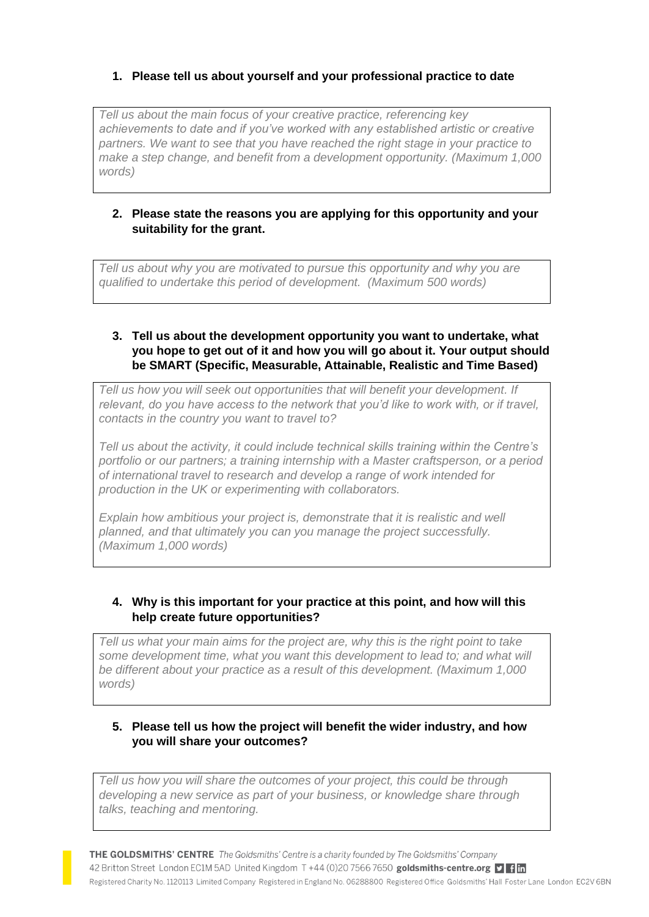1. **Please tell us about yourself and your professional practice to date**

*Tell us about the main focus of your creative practice, referencing key achievements to date and if you've worked with any established artistic or creative partners. We want to see that you have reached the right stage in your practice to make a step change, and benefit from a development opportunity. (Maximum 1,000 words)*

2. **Please state the reasons you are applying for this opportunity and your suitability for the grant.**

*Tell us about why you are motivated to pursue this opportunity and why you are qualified to undertake this period of development. (Maximum 500 words)*

3. **Tell us about the development opportunity you want to undertake, what you hope to get out of it and how you will go about it. Your output should be SMART (Specific, Measurable, Attainable, Realistic and Time Based)**

*Tell us how you will seek out opportunities that will benefit your development. If relevant, do you have access to the network that you'd like to work with, or if travel, contacts in the country you want to travel to?*

*Tell us about the activity, it could include technical skills training within the Centre's portfolio or our partners; a training internship with a Master craftsperson, or a period of international travel to research and develop a range of work intended for production in the UK or experimenting with collaborators.*

*Explain how ambitious your project is, demonstrate that it is realistic and well planned, and that ultimately you can you manage the project successfully. (Maximum 1,000 words)*

4. **Why is this important for your practice at this point, and how will this help create future opportunities?**

*Tell us what your main aims for the project are, why this is the right point to take some development time, what you want this development to lead to; and what will be different about your practice as a result of this development. (Maximum 1,000 words)*

5. **Please tell us how the project will benefit the wider industry, and how you will share your outcomes?**

*Tell us how you will share the outcomes of your project, this could be through developing a new service as part of your business, or knowledge share through talks, teaching and mentoring.*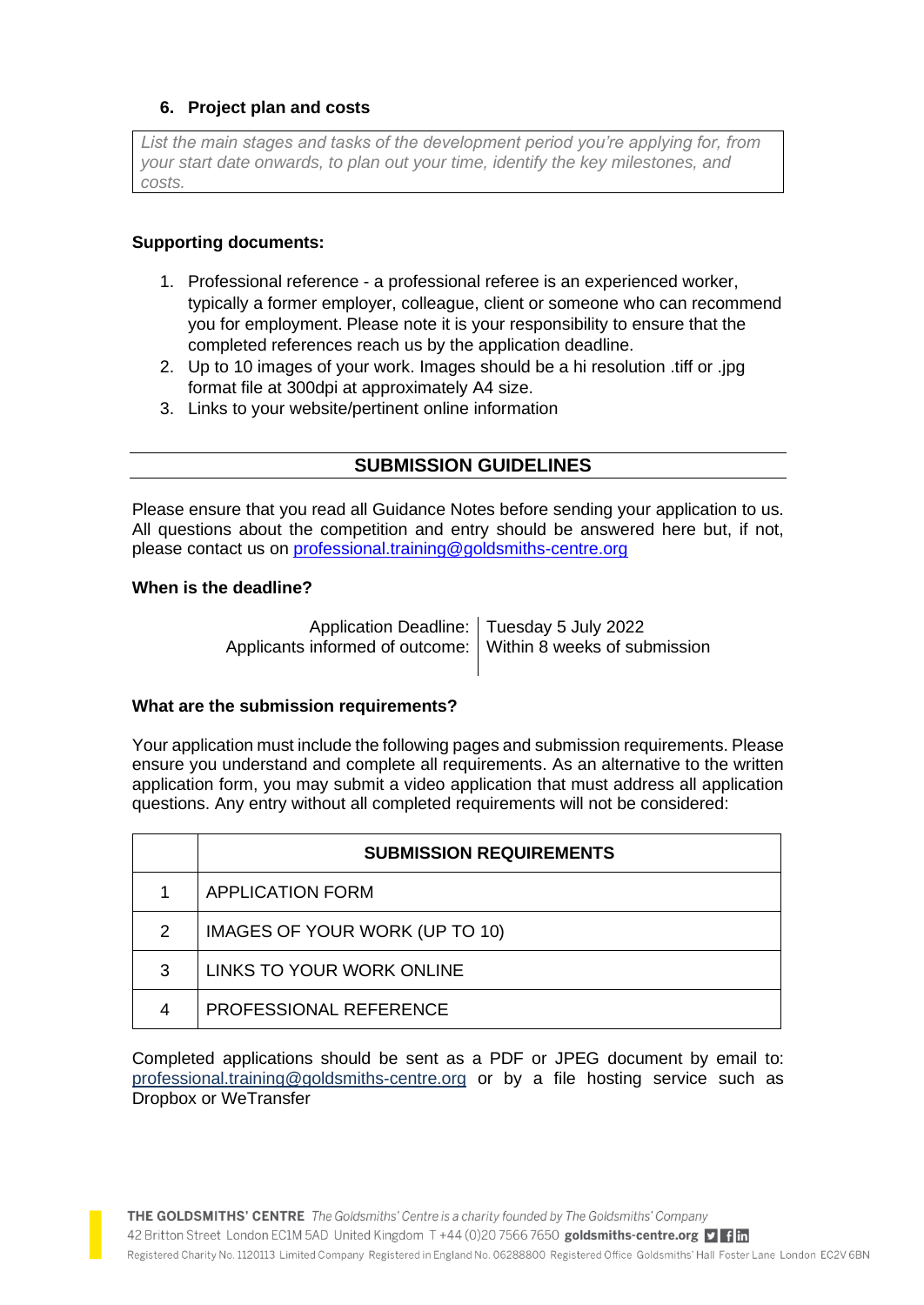### 6. Project plan and costs

*List the main stages and tasks of the development period you're applying for, from your start date onwards, to plan out your time, identify the key milestones, and costs.*

**Supporting documents:**

1. Professional reference - a professional referee is an experienced worker, typically a former employer, colleague, client or someone who can recommend you for employment. Please note it is your responsibility to ensure that the completed references reach us by the application deadline.
2. Up to 10 images of your work. Images should be a hi resolution .tiff or .jpg format file at 300dpi at approximately A4 size.
3. Links to your website/pertinent online information

## SUBMISSION GUIDELINES

Please ensure that you read all Guidance Notes before sending your application to us. All questions about the competition and entry should be answered here but, if not, please contact us on professional.training@goldsmiths-centre.org

**When is the deadline?**

| | |
|---|---|
| Application Deadline: | Tuesday 5 July 2022 |
| Applicants informed of outcome: | Within 8 weeks of submission |

**What are the submission requirements?**

Your application must include the following pages and submission requirements. Please ensure you understand and complete all requirements. As an alternative to the written application form, you may submit a video application that must address all application questions. Any entry without all completed requirements will not be considered:

| | SUBMISSION REQUIREMENTS |
|---|---|
| 1 | APPLICATION FORM |
| 2 | IMAGES OF YOUR WORK (UP TO 10) |
| 3 | LINKS TO YOUR WORK ONLINE |
| 4 | PROFESSIONAL REFERENCE |

Completed applications should be sent as a PDF or JPEG document by email to: professional.training@goldsmiths-centre.org or by a file hosting service such as Dropbox or WeTransfer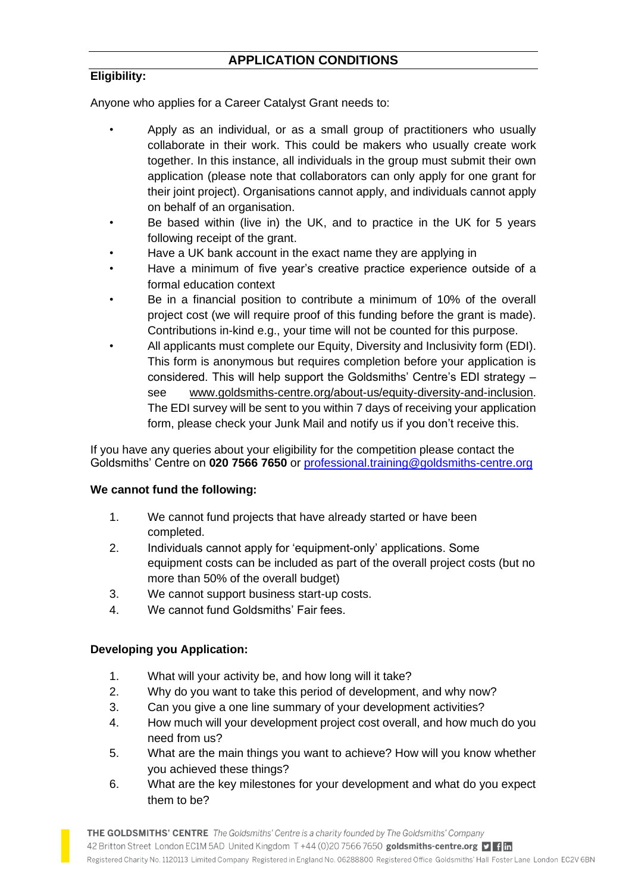## APPLICATION CONDITIONS

**Eligibility:**

Anyone who applies for a Career Catalyst Grant needs to:

- Apply as an individual, or as a small group of practitioners who usually collaborate in their work. This could be makers who usually create work together. In this instance, all individuals in the group must submit their own application (please note that collaborators can only apply for one grant for their joint project). Organisations cannot apply, and individuals cannot apply on behalf of an organisation.
- Be based within (live in) the UK, and to practice in the UK for 5 years following receipt of the grant.
- Have a UK bank account in the exact name they are applying in
- Have a minimum of five year's creative practice experience outside of a formal education context
- Be in a financial position to contribute a minimum of 10% of the overall project cost (we will require proof of this funding before the grant is made). Contributions in-kind e.g., your time will not be counted for this purpose.
- All applicants must complete our Equity, Diversity and Inclusivity form (EDI). This form is anonymous but requires completion before your application is considered. This will help support the Goldsmiths' Centre's EDI strategy – see www.goldsmiths-centre.org/about-us/equity-diversity-and-inclusion. The EDI survey will be sent to you within 7 days of receiving your application form, please check your Junk Mail and notify us if you don't receive this.

If you have any queries about your eligibility for the competition please contact the Goldsmiths' Centre on **020 7566 7650** or professional.training@goldsmiths-centre.org

**We cannot fund the following:**

1. We cannot fund projects that have already started or have been completed.
2. Individuals cannot apply for 'equipment-only' applications. Some equipment costs can be included as part of the overall project costs (but no more than 50% of the overall budget)
3. We cannot support business start-up costs.
4. We cannot fund Goldsmiths' Fair fees.

**Developing you Application:**

1. What will your activity be, and how long will it take?
2. Why do you want to take this period of development, and why now?
3. Can you give a one line summary of your development activities?
4. How much will your development project cost overall, and how much do you need from us?
5. What are the main things you want to achieve? How will you know whether you achieved these things?
6. What are the key milestones for your development and what do you expect them to be?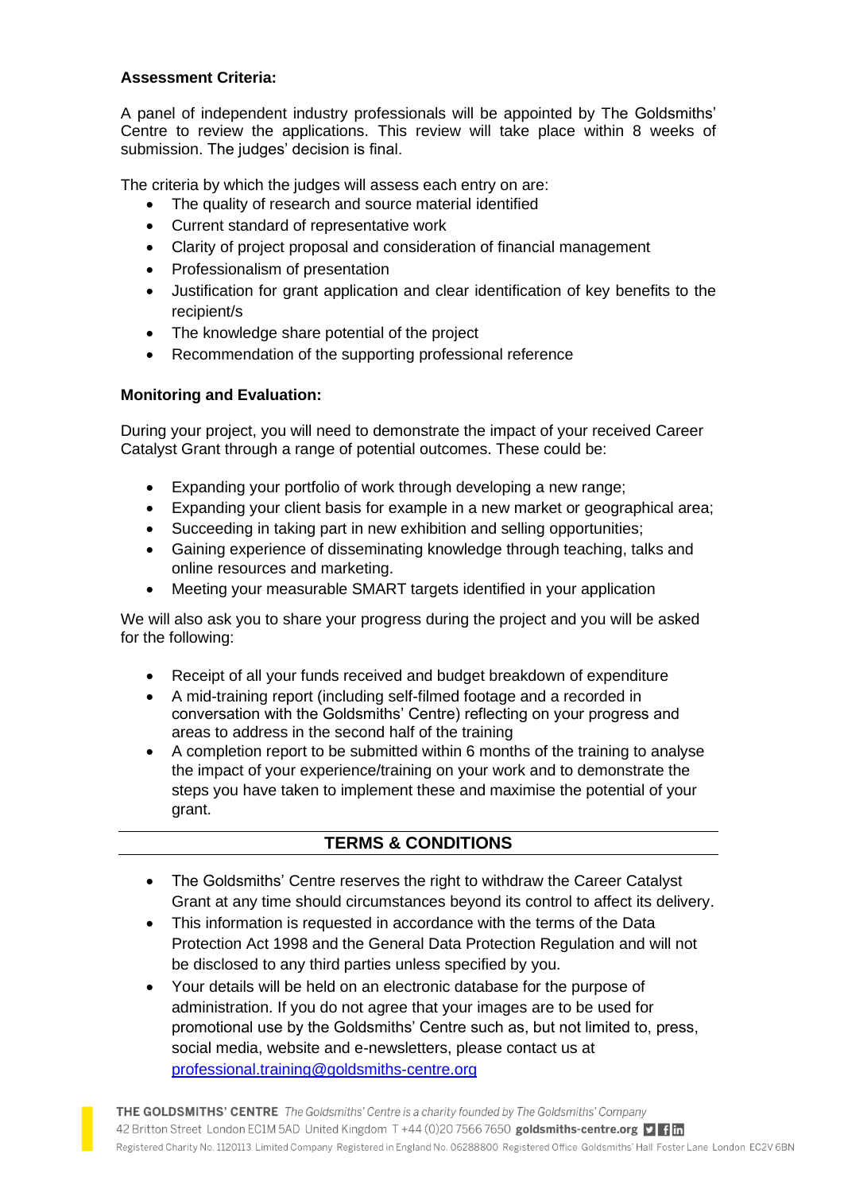**Assessment Criteria:**

A panel of independent industry professionals will be appointed by The Goldsmiths' Centre to review the applications. This review will take place within 8 weeks of submission. The judges' decision is final.

The criteria by which the judges will assess each entry on are:

- The quality of research and source material identified
- Current standard of representative work
- Clarity of project proposal and consideration of financial management
- Professionalism of presentation
- Justification for grant application and clear identification of key benefits to the recipient/s
- The knowledge share potential of the project
- Recommendation of the supporting professional reference

**Monitoring and Evaluation:**

During your project, you will need to demonstrate the impact of your received Career Catalyst Grant through a range of potential outcomes. These could be:

- Expanding your portfolio of work through developing a new range;
- Expanding your client basis for example in a new market or geographical area;
- Succeeding in taking part in new exhibition and selling opportunities;
- Gaining experience of disseminating knowledge through teaching, talks and online resources and marketing.
- Meeting your measurable SMART targets identified in your application

We will also ask you to share your progress during the project and you will be asked for the following:

- Receipt of all your funds received and budget breakdown of expenditure
- A mid-training report (including self-filmed footage and a recorded in conversation with the Goldsmiths' Centre) reflecting on your progress and areas to address in the second half of the training
- A completion report to be submitted within 6 months of the training to analyse the impact of your experience/training on your work and to demonstrate the steps you have taken to implement these and maximise the potential of your grant.

## TERMS & CONDITIONS

- The Goldsmiths' Centre reserves the right to withdraw the Career Catalyst Grant at any time should circumstances beyond its control to affect its delivery.
- This information is requested in accordance with the terms of the Data Protection Act 1998 and the General Data Protection Regulation and will not be disclosed to any third parties unless specified by you.
- Your details will be held on an electronic database for the purpose of administration. If you do not agree that your images are to be used for promotional use by the Goldsmiths' Centre such as, but not limited to, press, social media, website and e-newsletters, please contact us at professional.training@goldsmiths-centre.org